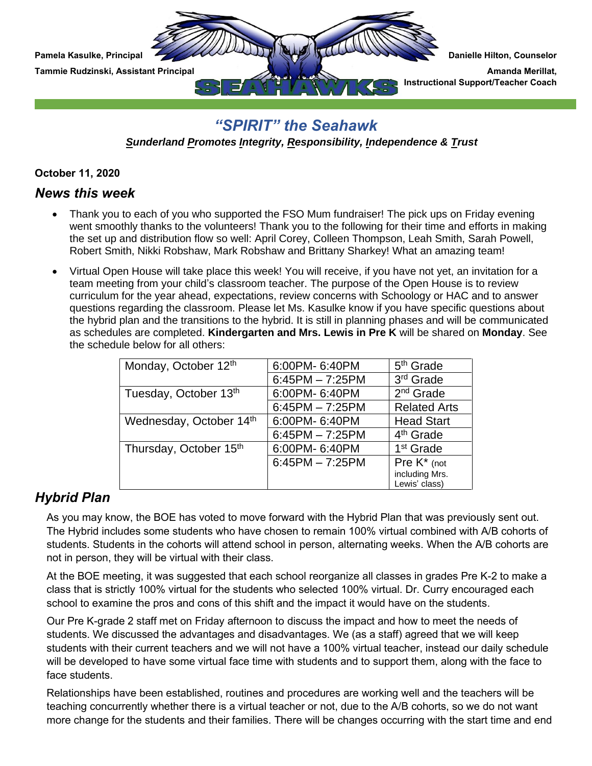Pamela Kasulke, Principal

Tammie Rudzinski, Assistant Principal

Danielle Hilton, Counselor

Amanda Merillat, Instructional Support/Teacher Coach

SEAHAWKS

## *"SPIRIT" the Seahawk*

***S**underland **P**romotes **I**ntegrity, **R**esponsibility, **I**ndependence & **T**rust*

**October 11, 2020**

## *News this week*

- Thank you to each of you who supported the FSO Mum fundraiser! The pick ups on Friday evening went smoothly thanks to the volunteers! Thank you to the following for their time and efforts in making the set up and distribution flow so well: April Corey, Colleen Thompson, Leah Smith, Sarah Powell, Robert Smith, Nikki Robshaw, Mark Robshaw and Brittany Sharkey! What an amazing team!
- Virtual Open House will take place this week! You will receive, if you have not yet, an invitation for a team meeting from your child's classroom teacher. The purpose of the Open House is to review curriculum for the year ahead, expectations, review concerns with Schoology or HAC and to answer questions regarding the classroom. Please let Ms. Kasulke know if you have specific questions about the hybrid plan and the transitions to the hybrid. It is still in planning phases and will be communicated as schedules are completed. **Kindergarten and Mrs. Lewis in Pre K** will be shared on **Monday**. See the schedule below for all others:

| | | |
|---|---|---|
| Monday, October 12th | 6:00PM- 6:40PM | 5th Grade |
| | 6:45PM – 7:25PM | 3rd Grade |
| Tuesday, October 13th | 6:00PM- 6:40PM | 2nd Grade |
| | 6:45PM – 7:25PM | Related Arts |
| Wednesday, October 14th | 6:00PM- 6:40PM | Head Start |
| | 6:45PM – 7:25PM | 4th Grade |
| Thursday, October 15th | 6:00PM- 6:40PM | 1st Grade |
| | 6:45PM – 7:25PM | Pre K* (not including Mrs. Lewis' class) |

## *Hybrid Plan*

As you may know, the BOE has voted to move forward with the Hybrid Plan that was previously sent out. The Hybrid includes some students who have chosen to remain 100% virtual combined with A/B cohorts of students. Students in the cohorts will attend school in person, alternating weeks. When the A/B cohorts are not in person, they will be virtual with their class.

At the BOE meeting, it was suggested that each school reorganize all classes in grades Pre K-2 to make a class that is strictly 100% virtual for the students who selected 100% virtual. Dr. Curry encouraged each school to examine the pros and cons of this shift and the impact it would have on the students.

Our Pre K-grade 2 staff met on Friday afternoon to discuss the impact and how to meet the needs of students. We discussed the advantages and disadvantages. We (as a staff) agreed that we will keep students with their current teachers and we will not have a 100% virtual teacher, instead our daily schedule will be developed to have some virtual face time with students and to support them, along with the face to face students.

Relationships have been established, routines and procedures are working well and the teachers will be teaching concurrently whether there is a virtual teacher or not, due to the A/B cohorts, so we do not want more change for the students and their families. There will be changes occurring with the start time and end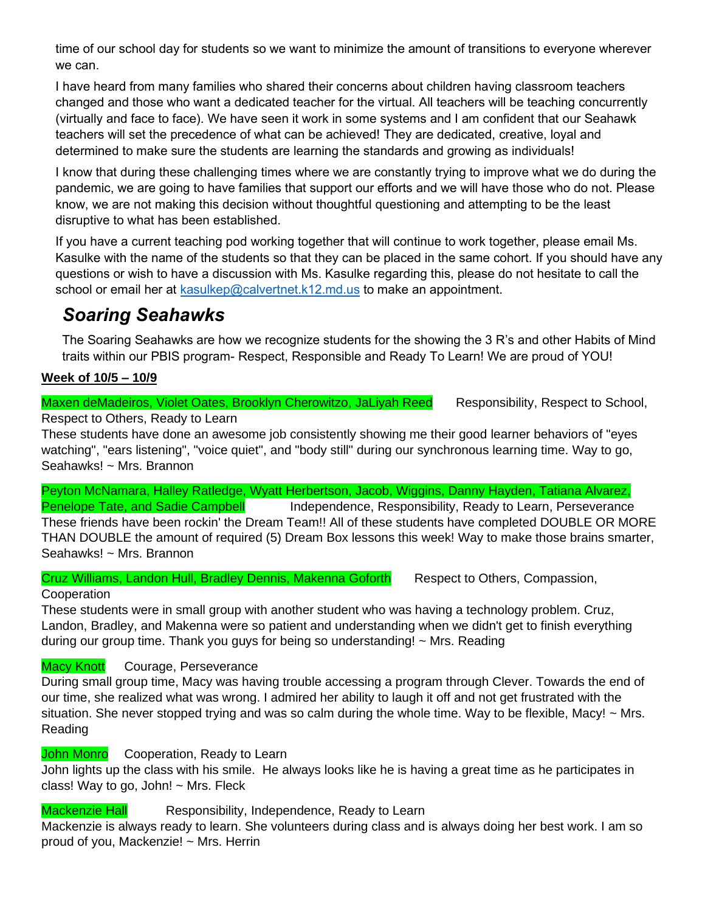time of our school day for students so we want to minimize the amount of transitions to everyone wherever we can.

I have heard from many families who shared their concerns about children having classroom teachers changed and those who want a dedicated teacher for the virtual. All teachers will be teaching concurrently (virtually and face to face). We have seen it work in some systems and I am confident that our Seahawk teachers will set the precedence of what can be achieved! They are dedicated, creative, loyal and determined to make sure the students are learning the standards and growing as individuals!

I know that during these challenging times where we are constantly trying to improve what we do during the pandemic, we are going to have families that support our efforts and we will have those who do not. Please know, we are not making this decision without thoughtful questioning and attempting to be the least disruptive to what has been established.

If you have a current teaching pod working together that will continue to work together, please email Ms. Kasulke with the name of the students so that they can be placed in the same cohort. If you should have any questions or wish to have a discussion with Ms. Kasulke regarding this, please do not hesitate to call the school or email her at kasulkep@calvertnet.k12.md.us to make an appointment.

## *Soaring Seahawks*

The Soaring Seahawks are how we recognize students for the showing the 3 R's and other Habits of Mind traits within our PBIS program- Respect, Responsible and Ready To Learn! We are proud of YOU!

**Week of 10/5 – 10/9**

Maxen deMadeiros, Violet Oates, Brooklyn Cherowitzo, JaLiyah Reed    Responsibility, Respect to School, Respect to Others, Ready to Learn
These students have done an awesome job consistently showing me their good learner behaviors of "eyes watching", "ears listening", "voice quiet", and "body still" during our synchronous learning time. Way to go, Seahawks! ~ Mrs. Brannon

Peyton McNamara, Halley Ratledge, Wyatt Herbertson, Jacob, Wiggins, Danny Hayden, Tatiana Alvarez, Penelope Tate, and Sadie Campbell    Independence, Responsibility, Ready to Learn, Perseverance
These friends have been rockin' the Dream Team!! All of these students have completed DOUBLE OR MORE THAN DOUBLE the amount of required (5) Dream Box lessons this week! Way to make those brains smarter, Seahawks! ~ Mrs. Brannon

Cruz Williams, Landon Hull, Bradley Dennis, Makenna Goforth    Respect to Others, Compassion, Cooperation
These students were in small group with another student who was having a technology problem. Cruz, Landon, Bradley, and Makenna were so patient and understanding when we didn't get to finish everything during our group time. Thank you guys for being so understanding! ~ Mrs. Reading

Macy Knott    Courage, Perseverance
During small group time, Macy was having trouble accessing a program through Clever. Towards the end of our time, she realized what was wrong. I admired her ability to laugh it off and not get frustrated with the situation. She never stopped trying and was so calm during the whole time. Way to be flexible, Macy! ~ Mrs. Reading

John Monro    Cooperation, Ready to Learn
John lights up the class with his smile. He always looks like he is having a great time as he participates in class! Way to go, John! ~ Mrs. Fleck

Mackenzie Hall    Responsibility, Independence, Ready to Learn
Mackenzie is always ready to learn. She volunteers during class and is always doing her best work. I am so proud of you, Mackenzie! ~ Mrs. Herrin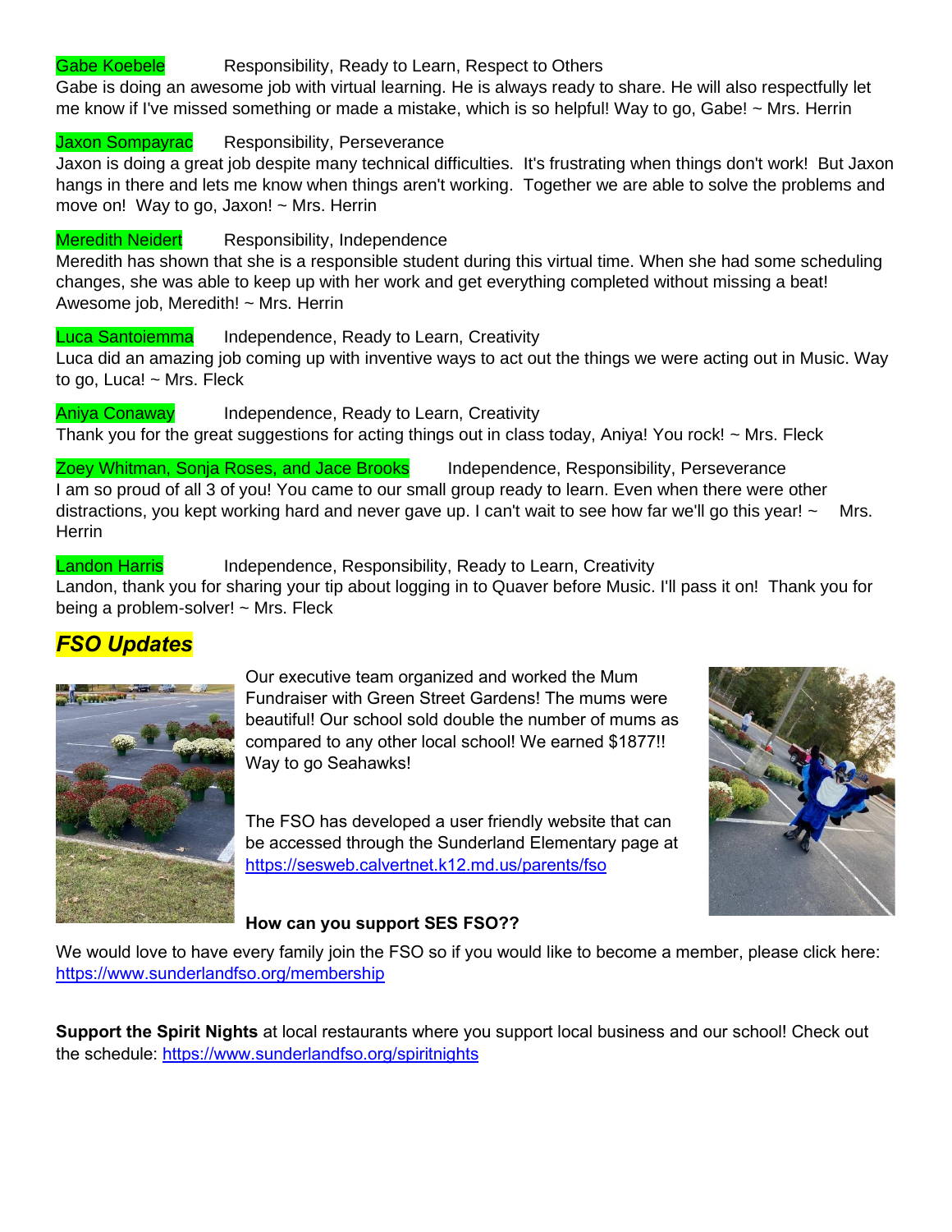Gabe Koebele    Responsibility, Ready to Learn, Respect to Others

Gabe is doing an awesome job with virtual learning. He is always ready to share. He will also respectfully let me know if I've missed something or made a mistake, which is so helpful! Way to go, Gabe! ~ Mrs. Herrin

Jaxon Sompayrac    Responsibility, Perseverance

Jaxon is doing a great job despite many technical difficulties. It's frustrating when things don't work! But Jaxon hangs in there and lets me know when things aren't working. Together we are able to solve the problems and move on! Way to go, Jaxon! ~ Mrs. Herrin

Meredith Neidert    Responsibility, Independence

Meredith has shown that she is a responsible student during this virtual time. When she had some scheduling changes, she was able to keep up with her work and get everything completed without missing a beat! Awesome job, Meredith! ~ Mrs. Herrin

Luca Santoiemma    Independence, Ready to Learn, Creativity

Luca did an amazing job coming up with inventive ways to act out the things we were acting out in Music. Way to go, Luca! ~ Mrs. Fleck

Aniya Conaway    Independence, Ready to Learn, Creativity

Thank you for the great suggestions for acting things out in class today, Aniya! You rock! ~ Mrs. Fleck

Zoey Whitman, Sonja Roses, and Jace Brooks    Independence, Responsibility, Perseverance

I am so proud of all 3 of you! You came to our small group ready to learn. Even when there were other distractions, you kept working hard and never gave up. I can't wait to see how far we'll go this year! ~ Mrs. Herrin

Landon Harris    Independence, Responsibility, Ready to Learn, Creativity

Landon, thank you for sharing your tip about logging in to Quaver before Music. I'll pass it on! Thank you for being a problem-solver! ~ Mrs. Fleck

## *FSO Updates*

Our executive team organized and worked the Mum Fundraiser with Green Street Gardens! The mums were beautiful! Our school sold double the number of mums as compared to any other local school! We earned $1877!! Way to go Seahawks!

The FSO has developed a user friendly website that can be accessed through the Sunderland Elementary page at https://sesweb.calvertnet.k12.md.us/parents/fso

**How can you support SES FSO??**

We would love to have every family join the FSO so if you would like to become a member, please click here: https://www.sunderlandfso.org/membership

**Support the Spirit Nights** at local restaurants where you support local business and our school! Check out the schedule: https://www.sunderlandfso.org/spiritnights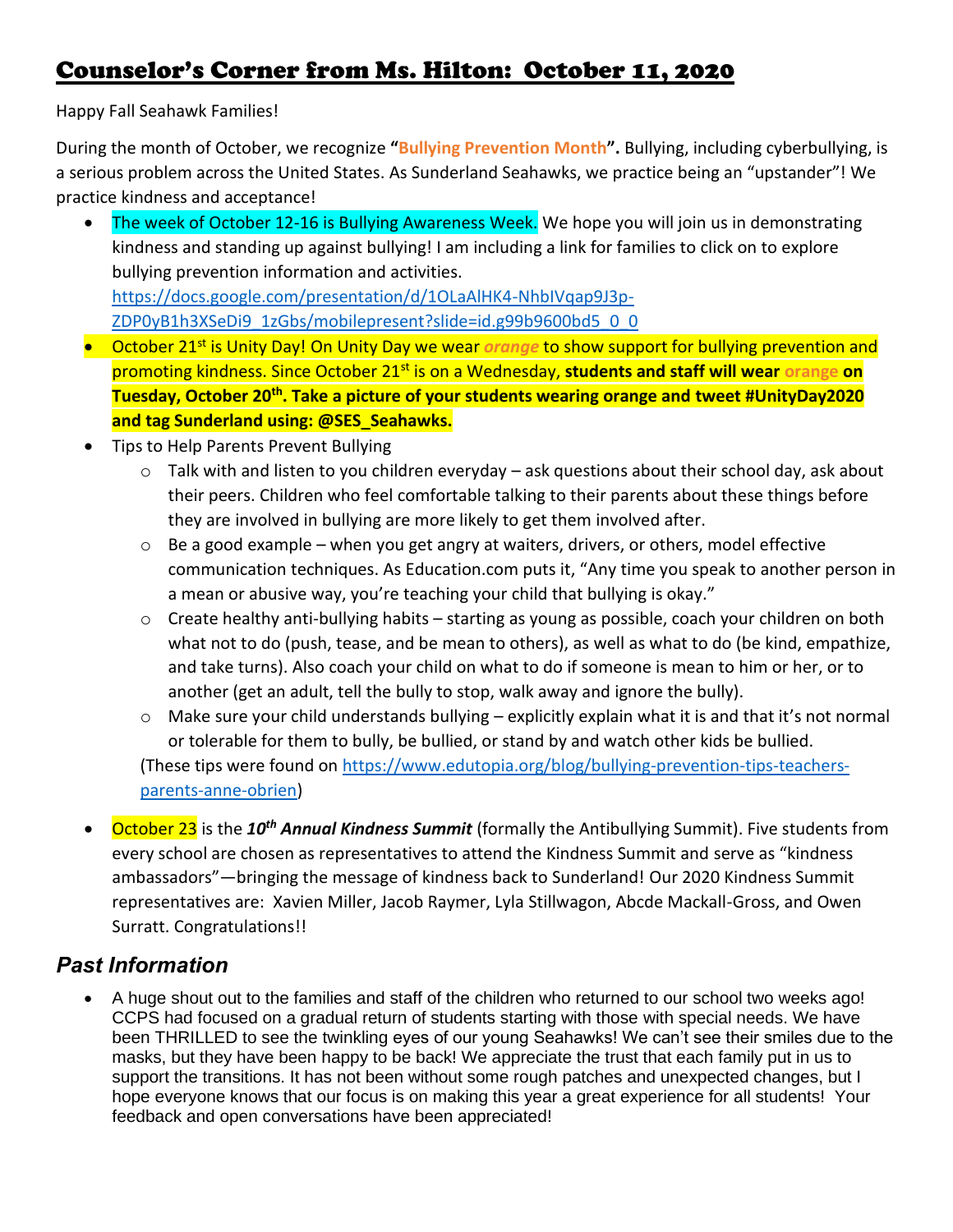# Counselor's Corner from Ms. Hilton: October 11, 2020

Happy Fall Seahawk Families!

During the month of October, we recognize **"Bullying Prevention Month".** Bullying, including cyberbullying, is a serious problem across the United States. As Sunderland Seahawks, we practice being an "upstander"! We practice kindness and acceptance!

- The week of October 12-16 is Bullying Awareness Week. We hope you will join us in demonstrating kindness and standing up against bullying! I am including a link for families to click on to explore bullying prevention information and activities. https://docs.google.com/presentation/d/1OLaAlHK4-NhbIVqap9J3p-ZDP0yB1h3XSeDi9_1zGbs/mobilepresent?slide=id.g99b9600bd5_0_0
- October 21st is Unity Day! On Unity Day we wear ***orange*** to show support for bullying prevention and promoting kindness. Since October 21st is on a Wednesday, **students and staff will wear orange on Tuesday, October 20th. Take a picture of your students wearing orange and tweet #UnityDay2020 and tag Sunderland using: @SES_Seahawks.**
- Tips to Help Parents Prevent Bullying
  - Talk with and listen to you children everyday – ask questions about their school day, ask about their peers. Children who feel comfortable talking to their parents about these things before they are involved in bullying are more likely to get them involved after.
  - Be a good example – when you get angry at waiters, drivers, or others, model effective communication techniques. As Education.com puts it, "Any time you speak to another person in a mean or abusive way, you're teaching your child that bullying is okay."
  - Create healthy anti-bullying habits – starting as young as possible, coach your children on both what not to do (push, tease, and be mean to others), as well as what to do (be kind, empathize, and take turns). Also coach your child on what to do if someone is mean to him or her, or to another (get an adult, tell the bully to stop, walk away and ignore the bully).
  - Make sure your child understands bullying – explicitly explain what it is and that it's not normal or tolerable for them to bully, be bullied, or stand by and watch other kids be bullied.

  (These tips were found on https://www.edutopia.org/blog/bullying-prevention-tips-teachers-parents-anne-obrien)

- October 23 is the ***10th Annual Kindness Summit*** (formally the Antibullying Summit). Five students from every school are chosen as representatives to attend the Kindness Summit and serve as "kindness ambassadors"—bringing the message of kindness back to Sunderland! Our 2020 Kindness Summit representatives are: Xavien Miller, Jacob Raymer, Lyla Stillwagon, Abcde Mackall-Gross, and Owen Surratt. Congratulations!!

## *Past Information*

- A huge shout out to the families and staff of the children who returned to our school two weeks ago! CCPS had focused on a gradual return of students starting with those with special needs. We have been THRILLED to see the twinkling eyes of our young Seahawks! We can't see their smiles due to the masks, but they have been happy to be back! We appreciate the trust that each family put in us to support the transitions. It has not been without some rough patches and unexpected changes, but I hope everyone knows that our focus is on making this year a great experience for all students! Your feedback and open conversations have been appreciated!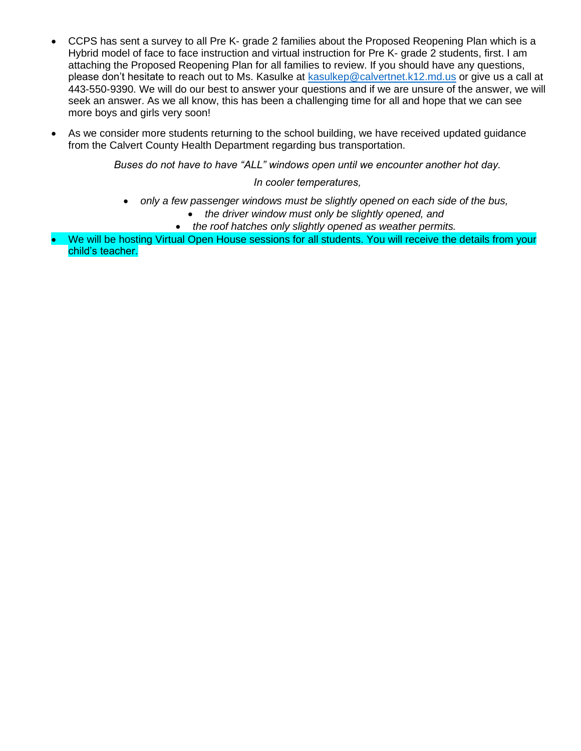- CCPS has sent a survey to all Pre K- grade 2 families about the Proposed Reopening Plan which is a Hybrid model of face to face instruction and virtual instruction for Pre K- grade 2 students, first. I am attaching the Proposed Reopening Plan for all families to review. If you should have any questions, please don't hesitate to reach out to Ms. Kasulke at kasulkep@calvertnet.k12.md.us or give us a call at 443-550-9390. We will do our best to answer your questions and if we are unsure of the answer, we will seek an answer. As we all know, this has been a challenging time for all and hope that we can see more boys and girls very soon!

- As we consider more students returning to the school building, we have received updated guidance from the Calvert County Health Department regarding bus transportation.

  *Buses do not have to have "ALL" windows open until we encounter another hot day.*

  *In cooler temperatures,*

  - *only a few passenger windows must be slightly opened on each side of the bus,*
  - *the driver window must only be slightly opened, and*
  - *the roof hatches only slightly opened as weather permits.*

- We will be hosting Virtual Open House sessions for all students. You will receive the details from your child's teacher.